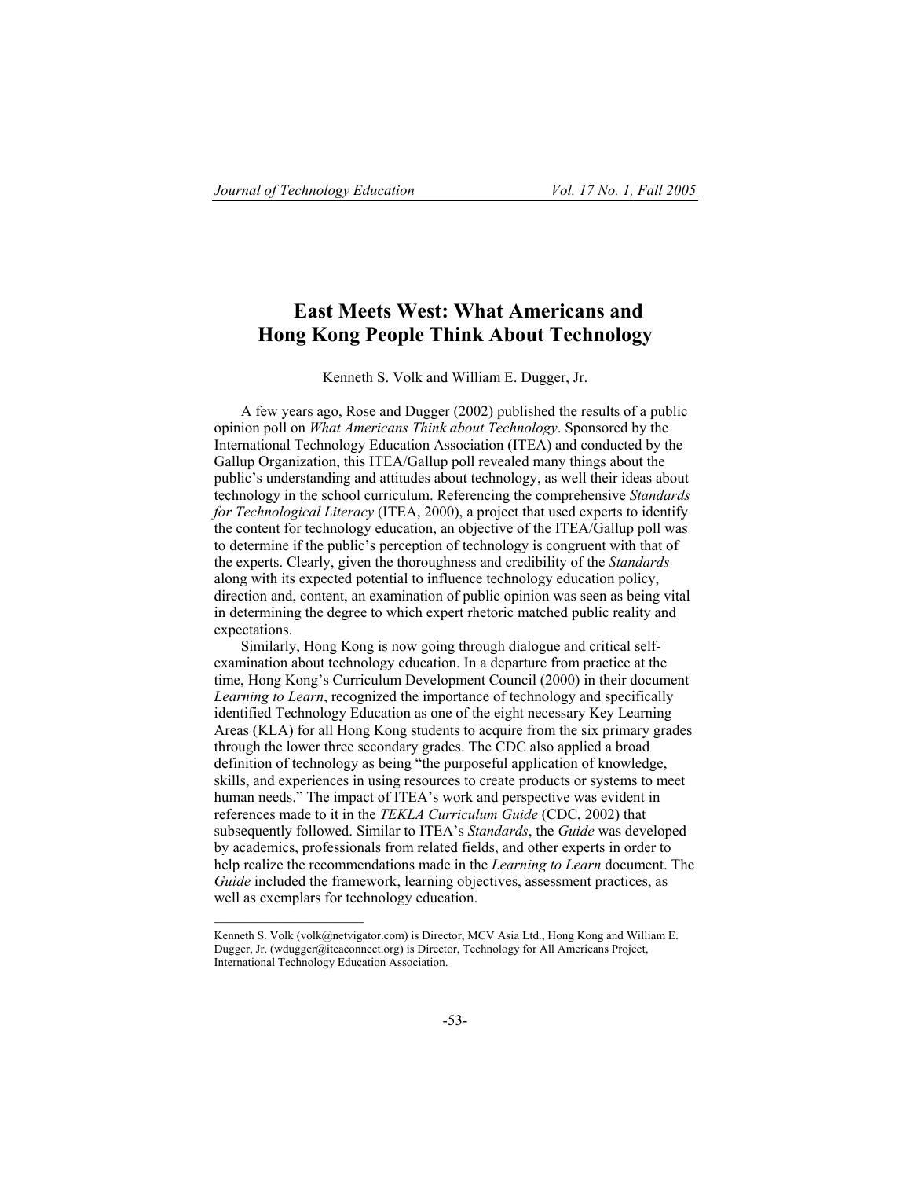# East Meets West: What Americans and Hong Kong People Think About Technology

Kenneth S. Volk and William E. Dugger, Jr.

A few years ago, Rose and Dugger (2002) published the results of a public opinion poll on *What Americans Think about Technology*. Sponsored by the International Technology Education Association (ITEA) and conducted by the Gallup Organization, this ITEA/Gallup poll revealed many things about the public's understanding and attitudes about technology, as well their ideas about technology in the school curriculum. Referencing the comprehensive *Standards for Technological Literacy* (ITEA, 2000), a project that used experts to identify the content for technology education, an objective of the ITEA/Gallup poll was to determine if the public's perception of technology is congruent with that of the experts. Clearly, given the thoroughness and credibility of the *Standards* along with its expected potential to influence technology education policy, direction and, content, an examination of public opinion was seen as being vital in determining the degree to which expert rhetoric matched public reality and expectations.

Similarly, Hong Kong is now going through dialogue and critical self-examination about technology education. In a departure from practice at the time, Hong Kong's Curriculum Development Council (2000) in their document *Learning to Learn*, recognized the importance of technology and specifically identified Technology Education as one of the eight necessary Key Learning Areas (KLA) for all Hong Kong students to acquire from the six primary grades through the lower three secondary grades. The CDC also applied a broad definition of technology as being "the purposeful application of knowledge, skills, and experiences in using resources to create products or systems to meet human needs." The impact of ITEA's work and perspective was evident in references made to it in the *TEKLA Curriculum Guide* (CDC, 2002) that subsequently followed. Similar to ITEA's *Standards*, the *Guide* was developed by academics, professionals from related fields, and other experts in order to help realize the recommendations made in the *Learning to Learn* document. The *Guide* included the framework, learning objectives, assessment practices, as well as exemplars for technology education.

---

Kenneth S. Volk (volk@netvigator.com) is Director, MCV Asia Ltd., Hong Kong and William E. Dugger, Jr. (wdugger@iteaconnect.org) is Director, Technology for All Americans Project, International Technology Education Association.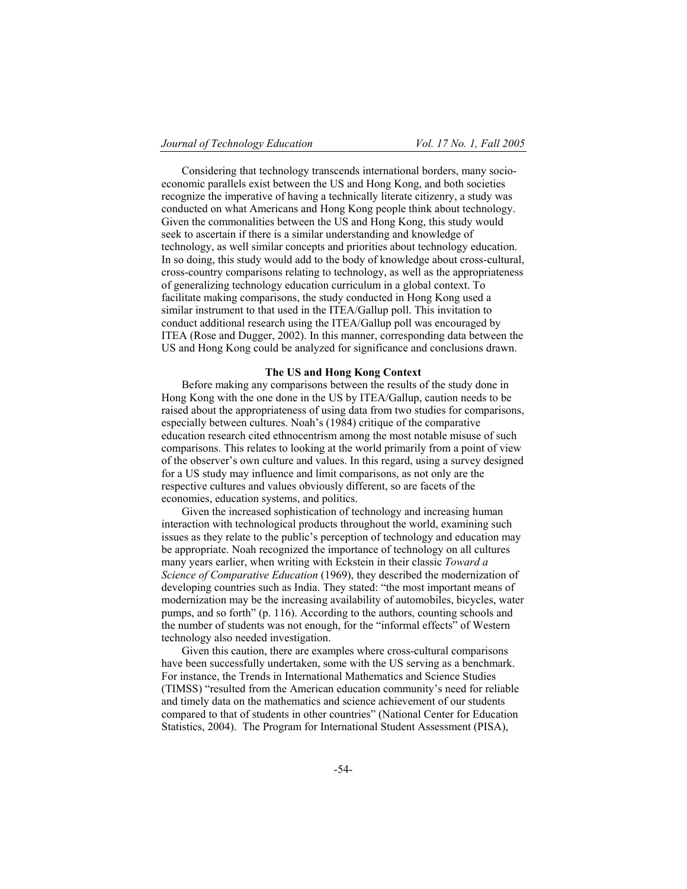Considering that technology transcends international borders, many socio-economic parallels exist between the US and Hong Kong, and both societies recognize the imperative of having a technically literate citizenry, a study was conducted on what Americans and Hong Kong people think about technology. Given the commonalities between the US and Hong Kong, this study would seek to ascertain if there is a similar understanding and knowledge of technology, as well similar concepts and priorities about technology education. In so doing, this study would add to the body of knowledge about cross-cultural, cross-country comparisons relating to technology, as well as the appropriateness of generalizing technology education curriculum in a global context. To facilitate making comparisons, the study conducted in Hong Kong used a similar instrument to that used in the ITEA/Gallup poll. This invitation to conduct additional research using the ITEA/Gallup poll was encouraged by ITEA (Rose and Dugger, 2002). In this manner, corresponding data between the US and Hong Kong could be analyzed for significance and conclusions drawn.

## The US and Hong Kong Context

Before making any comparisons between the results of the study done in Hong Kong with the one done in the US by ITEA/Gallup, caution needs to be raised about the appropriateness of using data from two studies for comparisons, especially between cultures. Noah's (1984) critique of the comparative education research cited ethnocentrism among the most notable misuse of such comparisons. This relates to looking at the world primarily from a point of view of the observer's own culture and values. In this regard, using a survey designed for a US study may influence and limit comparisons, as not only are the respective cultures and values obviously different, so are facets of the economies, education systems, and politics.

Given the increased sophistication of technology and increasing human interaction with technological products throughout the world, examining such issues as they relate to the public's perception of technology and education may be appropriate. Noah recognized the importance of technology on all cultures many years earlier, when writing with Eckstein in their classic *Toward a Science of Comparative Education* (1969), they described the modernization of developing countries such as India. They stated: "the most important means of modernization may be the increasing availability of automobiles, bicycles, water pumps, and so forth" (p. 116). According to the authors, counting schools and the number of students was not enough, for the "informal effects" of Western technology also needed investigation.

Given this caution, there are examples where cross-cultural comparisons have been successfully undertaken, some with the US serving as a benchmark. For instance, the Trends in International Mathematics and Science Studies (TIMSS) "resulted from the American education community's need for reliable and timely data on the mathematics and science achievement of our students compared to that of students in other countries" (National Center for Education Statistics, 2004). The Program for International Student Assessment (PISA),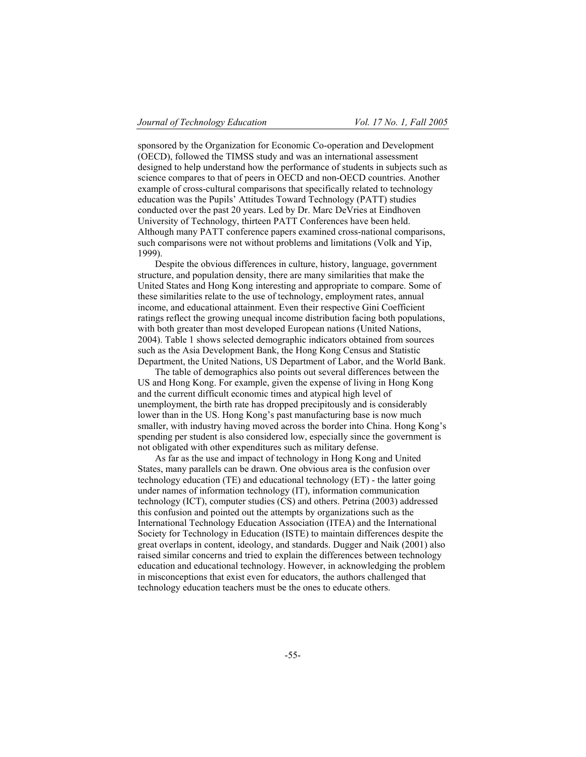sponsored by the Organization for Economic Co-operation and Development (OECD), followed the TIMSS study and was an international assessment designed to help understand how the performance of students in subjects such as science compares to that of peers in OECD and non-OECD countries. Another example of cross-cultural comparisons that specifically related to technology education was the Pupils' Attitudes Toward Technology (PATT) studies conducted over the past 20 years. Led by Dr. Marc DeVries at Eindhoven University of Technology, thirteen PATT Conferences have been held. Although many PATT conference papers examined cross-national comparisons, such comparisons were not without problems and limitations (Volk and Yip, 1999).

Despite the obvious differences in culture, history, language, government structure, and population density, there are many similarities that make the United States and Hong Kong interesting and appropriate to compare. Some of these similarities relate to the use of technology, employment rates, annual income, and educational attainment. Even their respective Gini Coefficient ratings reflect the growing unequal income distribution facing both populations, with both greater than most developed European nations (United Nations, 2004). Table 1 shows selected demographic indicators obtained from sources such as the Asia Development Bank, the Hong Kong Census and Statistic Department, the United Nations, US Department of Labor, and the World Bank.

The table of demographics also points out several differences between the US and Hong Kong. For example, given the expense of living in Hong Kong and the current difficult economic times and atypical high level of unemployment, the birth rate has dropped precipitously and is considerably lower than in the US. Hong Kong's past manufacturing base is now much smaller, with industry having moved across the border into China. Hong Kong's spending per student is also considered low, especially since the government is not obligated with other expenditures such as military defense.

As far as the use and impact of technology in Hong Kong and United States, many parallels can be drawn. One obvious area is the confusion over technology education (TE) and educational technology (ET) - the latter going under names of information technology (IT), information communication technology (ICT), computer studies (CS) and others. Petrina (2003) addressed this confusion and pointed out the attempts by organizations such as the International Technology Education Association (ITEA) and the International Society for Technology in Education (ISTE) to maintain differences despite the great overlaps in content, ideology, and standards. Dugger and Naik (2001) also raised similar concerns and tried to explain the differences between technology education and educational technology. However, in acknowledging the problem in misconceptions that exist even for educators, the authors challenged that technology education teachers must be the ones to educate others.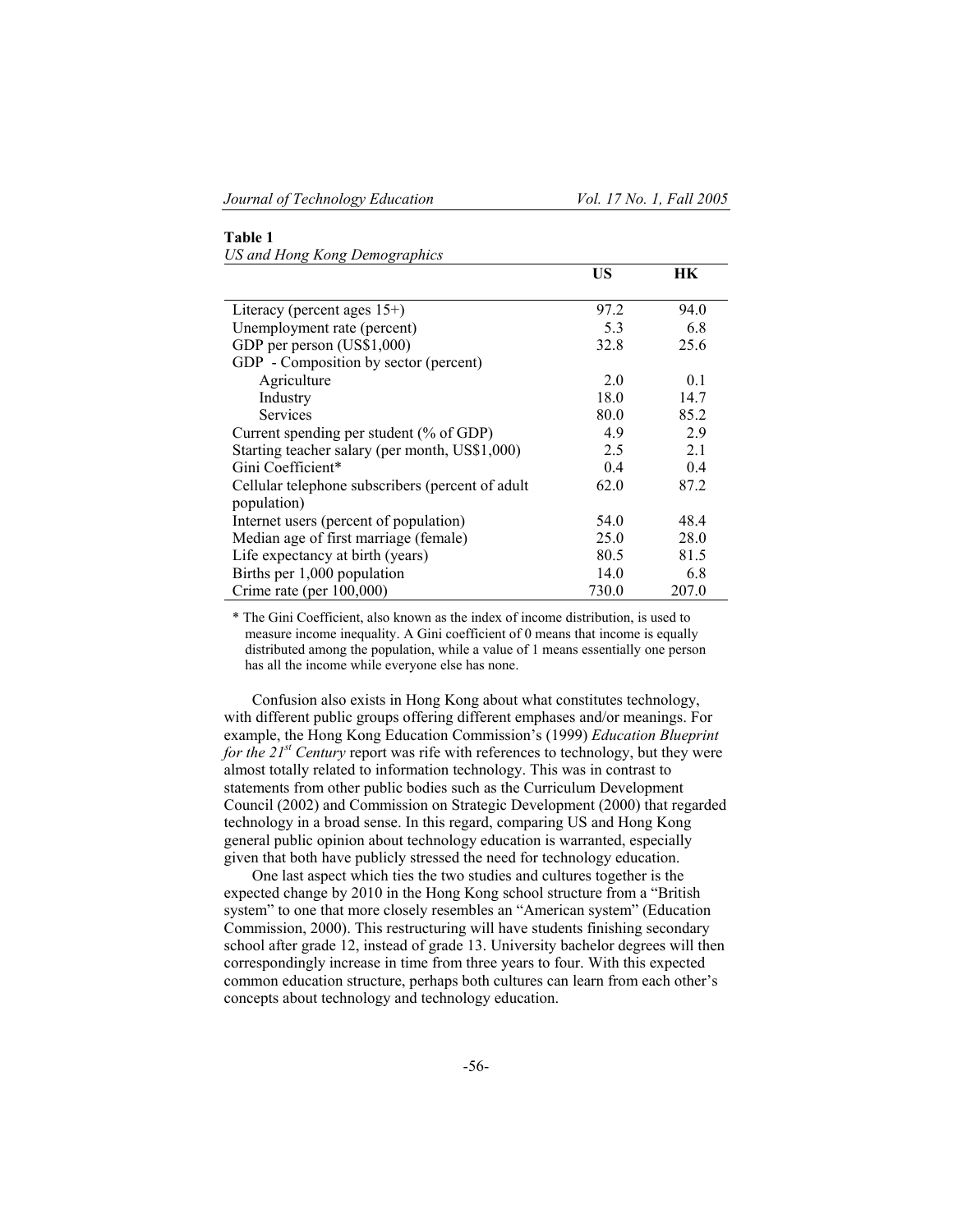**Table 1**
*US and Hong Kong Demographics*

| | US | HK |
|---|---|---|
| Literacy (percent ages 15+) | 97.2 | 94.0 |
| Unemployment rate (percent) | 5.3 | 6.8 |
| GDP per person (US$1,000) | 32.8 | 25.6 |
| GDP - Composition by sector (percent) | | |
| Agriculture | 2.0 | 0.1 |
| Industry | 18.0 | 14.7 |
| Services | 80.0 | 85.2 |
| Current spending per student (% of GDP) | 4.9 | 2.9 |
| Starting teacher salary (per month, US$1,000) | 2.5 | 2.1 |
| Gini Coefficient* | 0.4 | 0.4 |
| Cellular telephone subscribers (percent of adult population) | 62.0 | 87.2 |
| Internet users (percent of population) | 54.0 | 48.4 |
| Median age of first marriage (female) | 25.0 | 28.0 |
| Life expectancy at birth (years) | 80.5 | 81.5 |
| Births per 1,000 population | 14.0 | 6.8 |
| Crime rate (per 100,000) | 730.0 | 207.0 |

\* The Gini Coefficient, also known as the index of income distribution, is used to measure income inequality. A Gini coefficient of 0 means that income is equally distributed among the population, while a value of 1 means essentially one person has all the income while everyone else has none.

Confusion also exists in Hong Kong about what constitutes technology, with different public groups offering different emphases and/or meanings. For example, the Hong Kong Education Commission's (1999) *Education Blueprint for the 21st Century* report was rife with references to technology, but they were almost totally related to information technology. This was in contrast to statements from other public bodies such as the Curriculum Development Council (2002) and Commission on Strategic Development (2000) that regarded technology in a broad sense. In this regard, comparing US and Hong Kong general public opinion about technology education is warranted, especially given that both have publicly stressed the need for technology education.

One last aspect which ties the two studies and cultures together is the expected change by 2010 in the Hong Kong school structure from a "British system" to one that more closely resembles an "American system" (Education Commission, 2000). This restructuring will have students finishing secondary school after grade 12, instead of grade 13. University bachelor degrees will then correspondingly increase in time from three years to four. With this expected common education structure, perhaps both cultures can learn from each other's concepts about technology and technology education.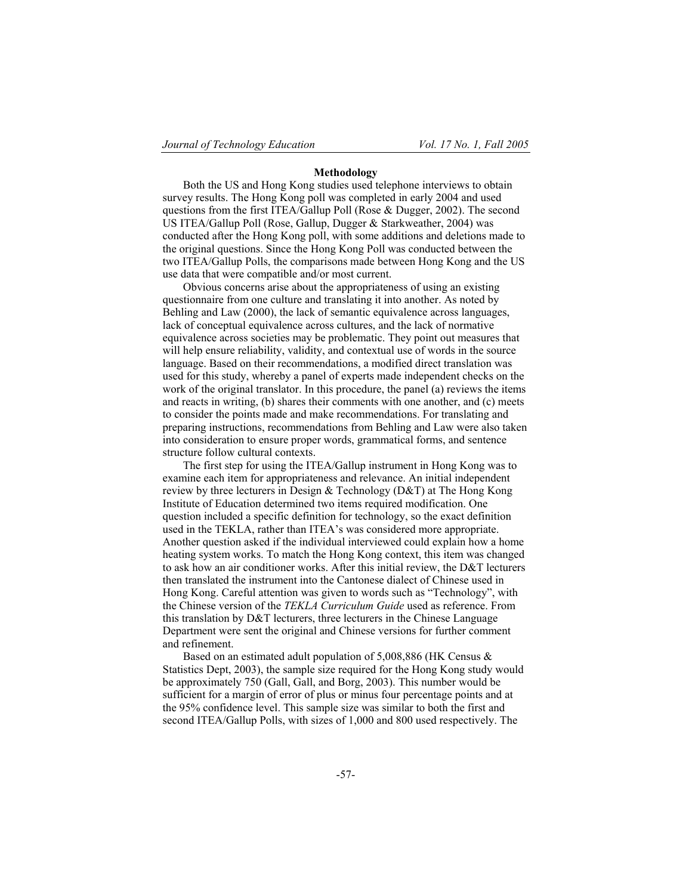**Methodology**

Both the US and Hong Kong studies used telephone interviews to obtain survey results. The Hong Kong poll was completed in early 2004 and used questions from the first ITEA/Gallup Poll (Rose & Dugger, 2002). The second US ITEA/Gallup Poll (Rose, Gallup, Dugger & Starkweather, 2004) was conducted after the Hong Kong poll, with some additions and deletions made to the original questions. Since the Hong Kong Poll was conducted between the two ITEA/Gallup Polls, the comparisons made between Hong Kong and the US use data that were compatible and/or most current.

Obvious concerns arise about the appropriateness of using an existing questionnaire from one culture and translating it into another. As noted by Behling and Law (2000), the lack of semantic equivalence across languages, lack of conceptual equivalence across cultures, and the lack of normative equivalence across societies may be problematic. They point out measures that will help ensure reliability, validity, and contextual use of words in the source language. Based on their recommendations, a modified direct translation was used for this study, whereby a panel of experts made independent checks on the work of the original translator. In this procedure, the panel (a) reviews the items and reacts in writing, (b) shares their comments with one another, and (c) meets to consider the points made and make recommendations. For translating and preparing instructions, recommendations from Behling and Law were also taken into consideration to ensure proper words, grammatical forms, and sentence structure follow cultural contexts.

The first step for using the ITEA/Gallup instrument in Hong Kong was to examine each item for appropriateness and relevance. An initial independent review by three lecturers in Design & Technology (D&T) at The Hong Kong Institute of Education determined two items required modification. One question included a specific definition for technology, so the exact definition used in the TEKLA, rather than ITEA's was considered more appropriate. Another question asked if the individual interviewed could explain how a home heating system works. To match the Hong Kong context, this item was changed to ask how an air conditioner works. After this initial review, the D&T lecturers then translated the instrument into the Cantonese dialect of Chinese used in Hong Kong. Careful attention was given to words such as "Technology", with the Chinese version of the *TEKLA Curriculum Guide* used as reference. From this translation by D&T lecturers, three lecturers in the Chinese Language Department were sent the original and Chinese versions for further comment and refinement.

Based on an estimated adult population of 5,008,886 (HK Census & Statistics Dept, 2003), the sample size required for the Hong Kong study would be approximately 750 (Gall, Gall, and Borg, 2003). This number would be sufficient for a margin of error of plus or minus four percentage points and at the 95% confidence level. This sample size was similar to both the first and second ITEA/Gallup Polls, with sizes of 1,000 and 800 used respectively. The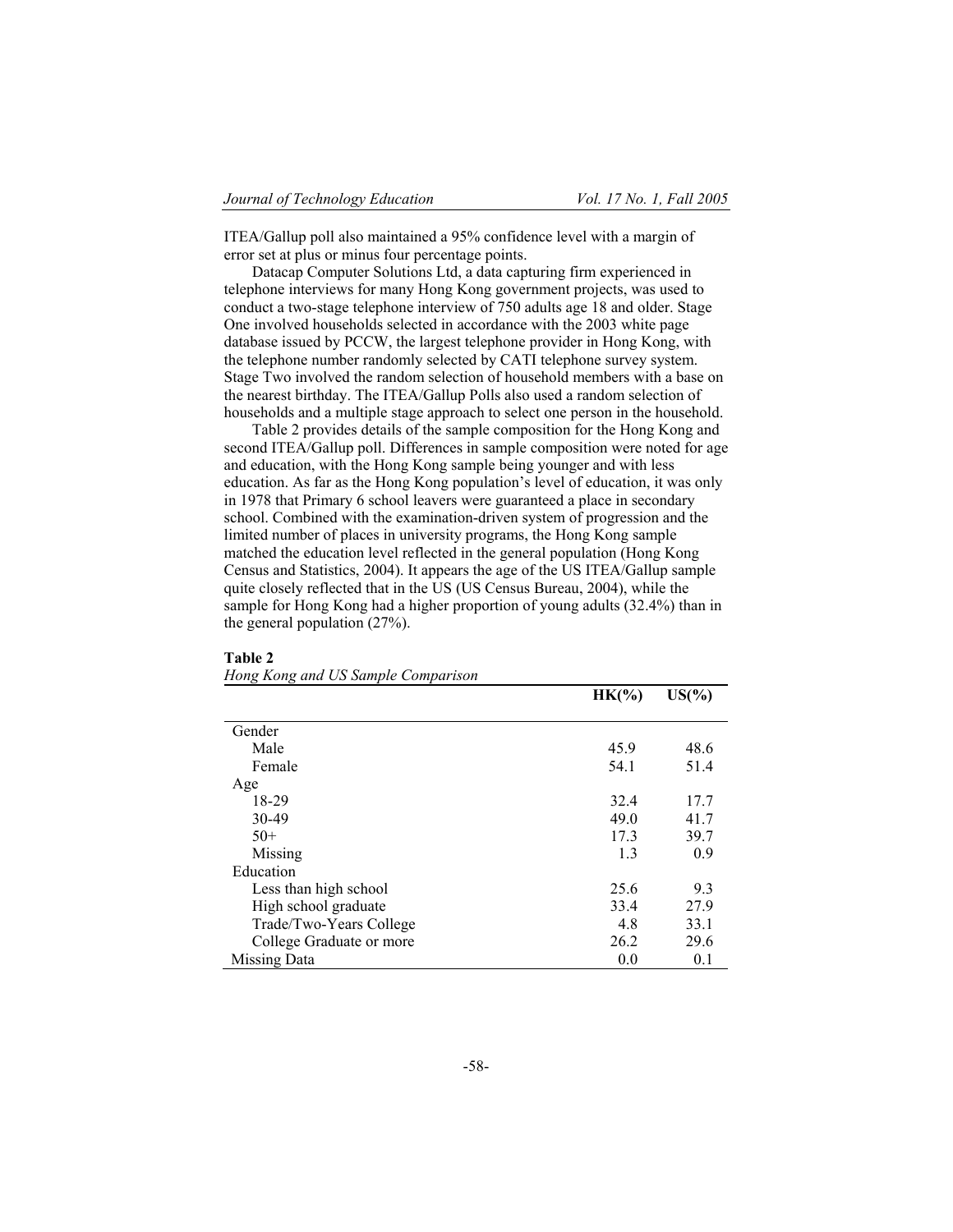ITEA/Gallup poll also maintained a 95% confidence level with a margin of error set at plus or minus four percentage points.

Datacap Computer Solutions Ltd, a data capturing firm experienced in telephone interviews for many Hong Kong government projects, was used to conduct a two-stage telephone interview of 750 adults age 18 and older. Stage One involved households selected in accordance with the 2003 white page database issued by PCCW, the largest telephone provider in Hong Kong, with the telephone number randomly selected by CATI telephone survey system. Stage Two involved the random selection of household members with a base on the nearest birthday. The ITEA/Gallup Polls also used a random selection of households and a multiple stage approach to select one person in the household.

Table 2 provides details of the sample composition for the Hong Kong and second ITEA/Gallup poll. Differences in sample composition were noted for age and education, with the Hong Kong sample being younger and with less education. As far as the Hong Kong population's level of education, it was only in 1978 that Primary 6 school leavers were guaranteed a place in secondary school. Combined with the examination-driven system of progression and the limited number of places in university programs, the Hong Kong sample matched the education level reflected in the general population (Hong Kong Census and Statistics, 2004). It appears the age of the US ITEA/Gallup sample quite closely reflected that in the US (US Census Bureau, 2004), while the sample for Hong Kong had a higher proportion of young adults (32.4%) than in the general population (27%).

**Table 2**
*Hong Kong and US Sample Comparison*

| | HK(%) | US(%) |
|---|---|---|
| Gender | | |
| Male | 45.9 | 48.6 |
| Female | 54.1 | 51.4 |
| Age | | |
| 18-29 | 32.4 | 17.7 |
| 30-49 | 49.0 | 41.7 |
| 50+ | 17.3 | 39.7 |
| Missing | 1.3 | 0.9 |
| Education | | |
| Less than high school | 25.6 | 9.3 |
| High school graduate | 33.4 | 27.9 |
| Trade/Two-Years College | 4.8 | 33.1 |
| College Graduate or more | 26.2 | 29.6 |
| Missing Data | 0.0 | 0.1 |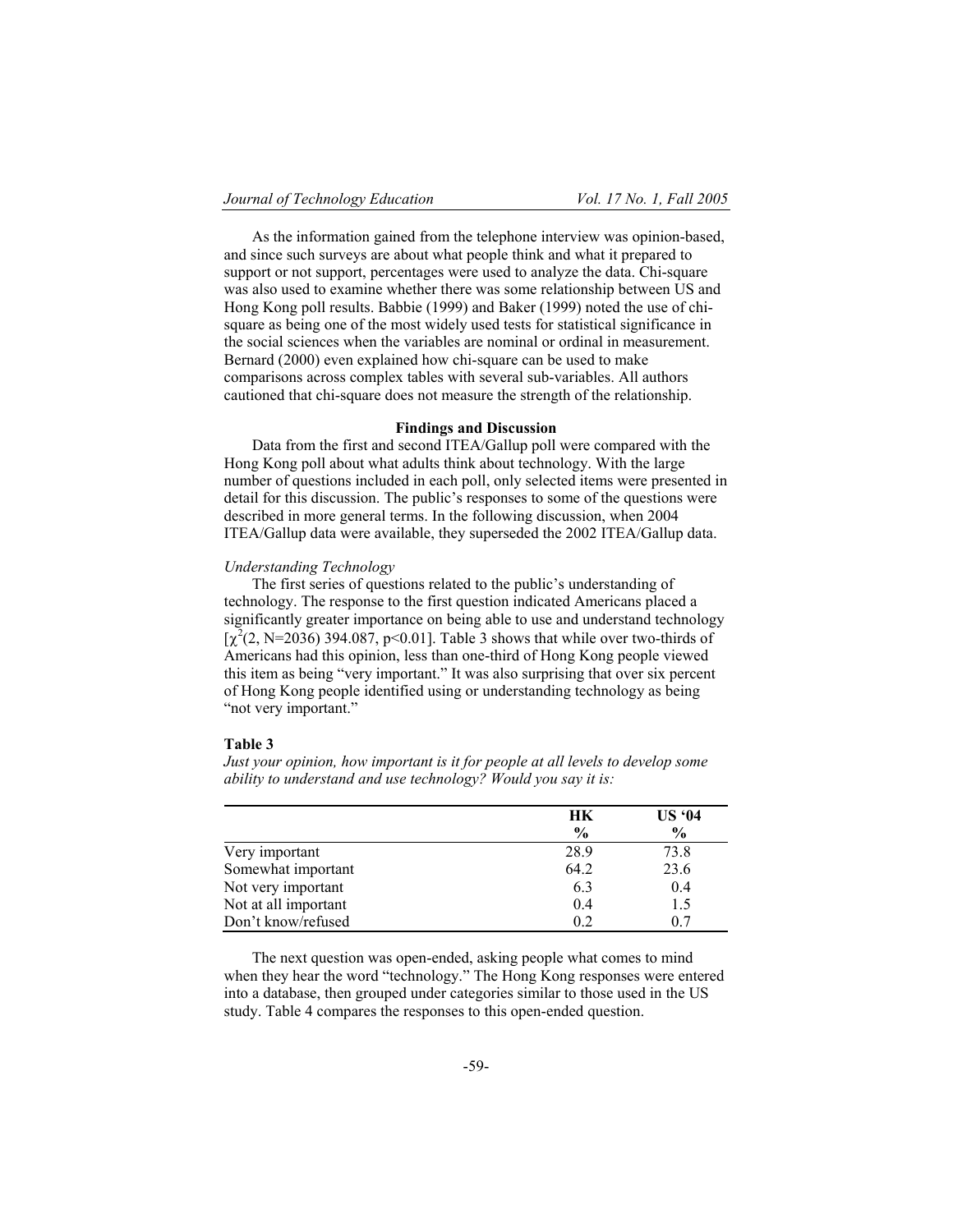As the information gained from the telephone interview was opinion-based, and since such surveys are about what people think and what it prepared to support or not support, percentages were used to analyze the data. Chi-square was also used to examine whether there was some relationship between US and Hong Kong poll results. Babbie (1999) and Baker (1999) noted the use of chi-square as being one of the most widely used tests for statistical significance in the social sciences when the variables are nominal or ordinal in measurement. Bernard (2000) even explained how chi-square can be used to make comparisons across complex tables with several sub-variables. All authors cautioned that chi-square does not measure the strength of the relationship.

## Findings and Discussion

Data from the first and second ITEA/Gallup poll were compared with the Hong Kong poll about what adults think about technology. With the large number of questions included in each poll, only selected items were presented in detail for this discussion. The public's responses to some of the questions were described in more general terms. In the following discussion, when 2004 ITEA/Gallup data were available, they superseded the 2002 ITEA/Gallup data.

### *Understanding Technology*

The first series of questions related to the public's understanding of technology. The response to the first question indicated Americans placed a significantly greater importance on being able to use and understand technology [$\chi^2(2, N=2036)$ 394.087, $p<0.01$]. Table 3 shows that while over two-thirds of Americans had this opinion, less than one-third of Hong Kong people viewed this item as being "very important." It was also surprising that over six percent of Hong Kong people identified using or understanding technology as being "not very important."

**Table 3**

*Just your opinion, how important is it for people at all levels to develop some ability to understand and use technology? Would you say it is:*

| | HK % | US '04 % |
|---|---|---|
| Very important | 28.9 | 73.8 |
| Somewhat important | 64.2 | 23.6 |
| Not very important | 6.3 | 0.4 |
| Not at all important | 0.4 | 1.5 |
| Don't know/refused | 0.2 | 0.7 |

The next question was open-ended, asking people what comes to mind when they hear the word "technology." The Hong Kong responses were entered into a database, then grouped under categories similar to those used in the US study. Table 4 compares the responses to this open-ended question.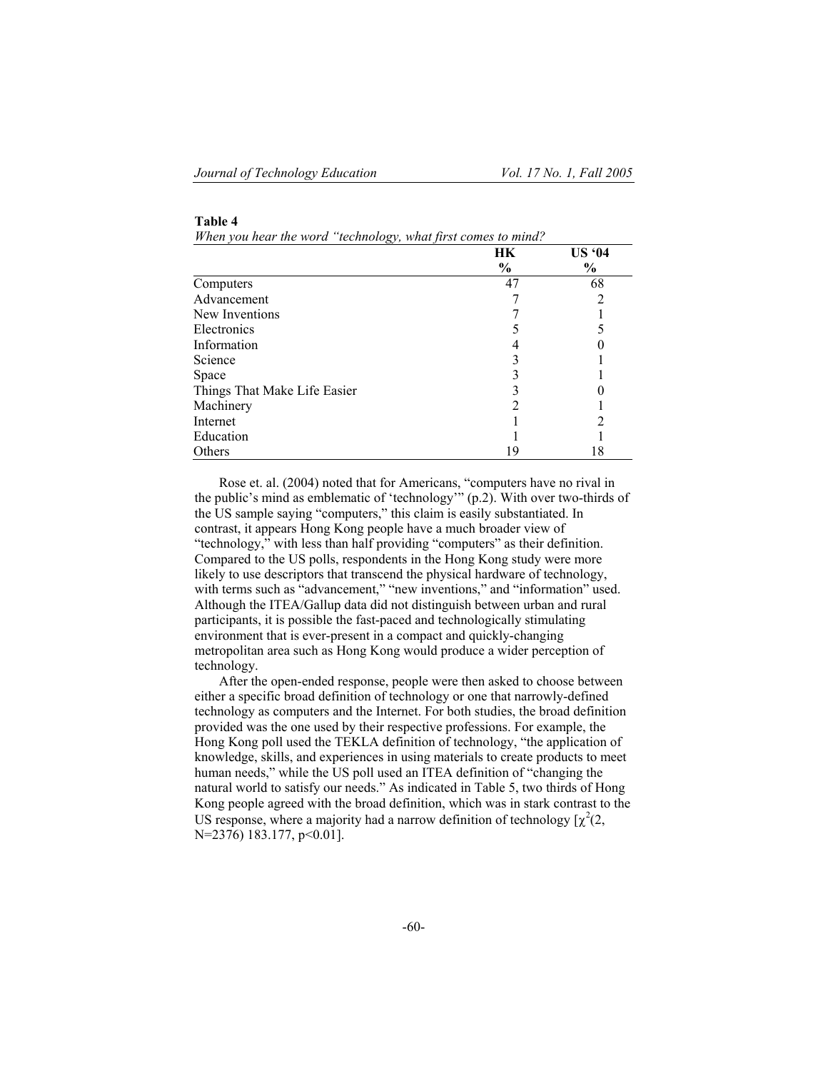**Table 4**

*When you hear the word "technology, what first comes to mind?*

| | HK<br>% | US '04<br>% |
|---|---|---|
| Computers | 47 | 68 |
| Advancement | 7 | 2 |
| New Inventions | 7 | 1 |
| Electronics | 5 | 5 |
| Information | 4 | 0 |
| Science | 3 | 1 |
| Space | 3 | 1 |
| Things That Make Life Easier | 3 | 0 |
| Machinery | 2 | 1 |
| Internet | 1 | 2 |
| Education | 1 | 1 |
| Others | 19 | 18 |

Rose et. al. (2004) noted that for Americans, "computers have no rival in the public's mind as emblematic of 'technology'" (p.2). With over two-thirds of the US sample saying "computers," this claim is easily substantiated. In contrast, it appears Hong Kong people have a much broader view of "technology," with less than half providing "computers" as their definition. Compared to the US polls, respondents in the Hong Kong study were more likely to use descriptors that transcend the physical hardware of technology, with terms such as "advancement," "new inventions," and "information" used. Although the ITEA/Gallup data did not distinguish between urban and rural participants, it is possible the fast-paced and technologically stimulating environment that is ever-present in a compact and quickly-changing metropolitan area such as Hong Kong would produce a wider perception of technology.

After the open-ended response, people were then asked to choose between either a specific broad definition of technology or one that narrowly-defined technology as computers and the Internet. For both studies, the broad definition provided was the one used by their respective professions. For example, the Hong Kong poll used the TEKLA definition of technology, "the application of knowledge, skills, and experiences in using materials to create products to meet human needs," while the US poll used an ITEA definition of "changing the natural world to satisfy our needs." As indicated in Table 5, two thirds of Hong Kong people agreed with the broad definition, which was in stark contrast to the US response, where a majority had a narrow definition of technology [$\chi^2(2, N=2376)$ 183.177, $p<0.01$].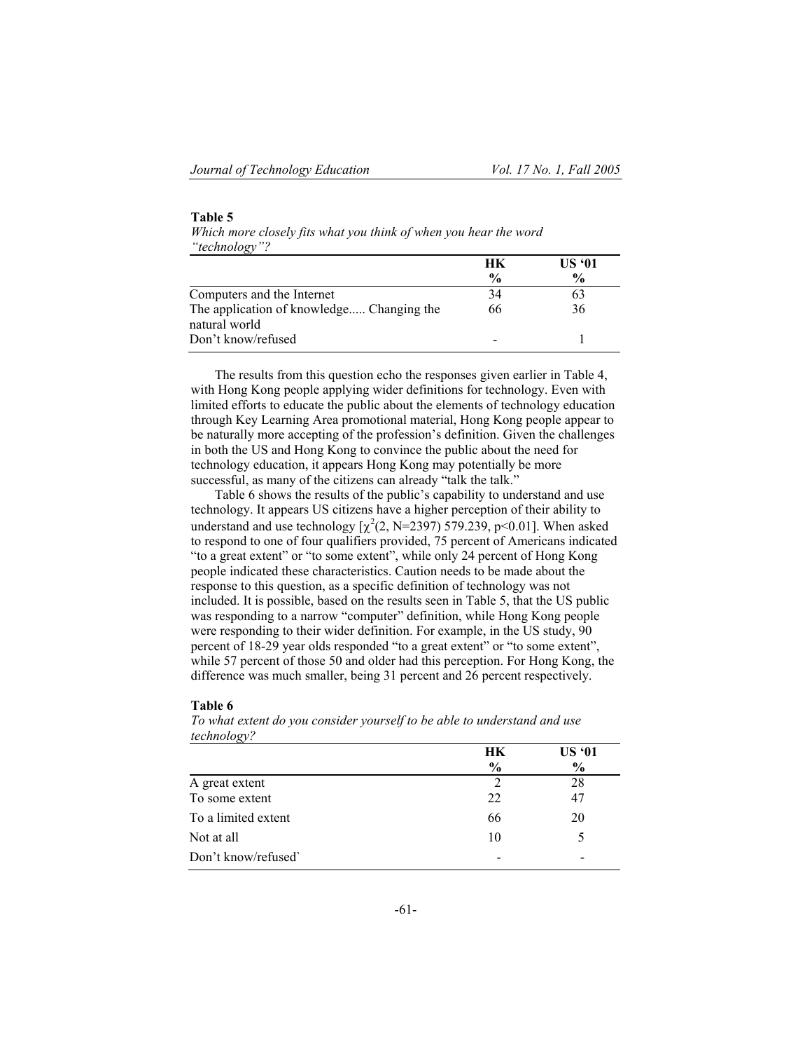**Table 5**

*Which more closely fits what you think of when you hear the word "technology"?*

| | HK % | US '01 % |
|---|---|---|
| Computers and the Internet | 34 | 63 |
| The application of knowledge..... Changing the natural world | 66 | 36 |
| Don't know/refused | - | 1 |

The results from this question echo the responses given earlier in Table 4, with Hong Kong people applying wider definitions for technology. Even with limited efforts to educate the public about the elements of technology education through Key Learning Area promotional material, Hong Kong people appear to be naturally more accepting of the profession's definition. Given the challenges in both the US and Hong Kong to convince the public about the need for technology education, it appears Hong Kong may potentially be more successful, as many of the citizens can already "talk the talk."

Table 6 shows the results of the public's capability to understand and use technology. It appears US citizens have a higher perception of their ability to understand and use technology [$\chi^2(2, N=2397)$ 579.239, $p<0.01$]. When asked to respond to one of four qualifiers provided, 75 percent of Americans indicated "to a great extent" or "to some extent", while only 24 percent of Hong Kong people indicated these characteristics. Caution needs to be made about the response to this question, as a specific definition of technology was not included. It is possible, based on the results seen in Table 5, that the US public was responding to a narrow "computer" definition, while Hong Kong people were responding to their wider definition. For example, in the US study, 90 percent of 18-29 year olds responded "to a great extent" or "to some extent", while 57 percent of those 50 and older had this perception. For Hong Kong, the difference was much smaller, being 31 percent and 26 percent respectively.

**Table 6**

*To what extent do you consider yourself to be able to understand and use technology?*

| | HK % | US '01 % |
|---|---|---|
| A great extent | 2 | 28 |
| To some extent | 22 | 47 |
| To a limited extent | 66 | 20 |
| Not at all | 10 | 5 |
| Don't know/refused` | - | - |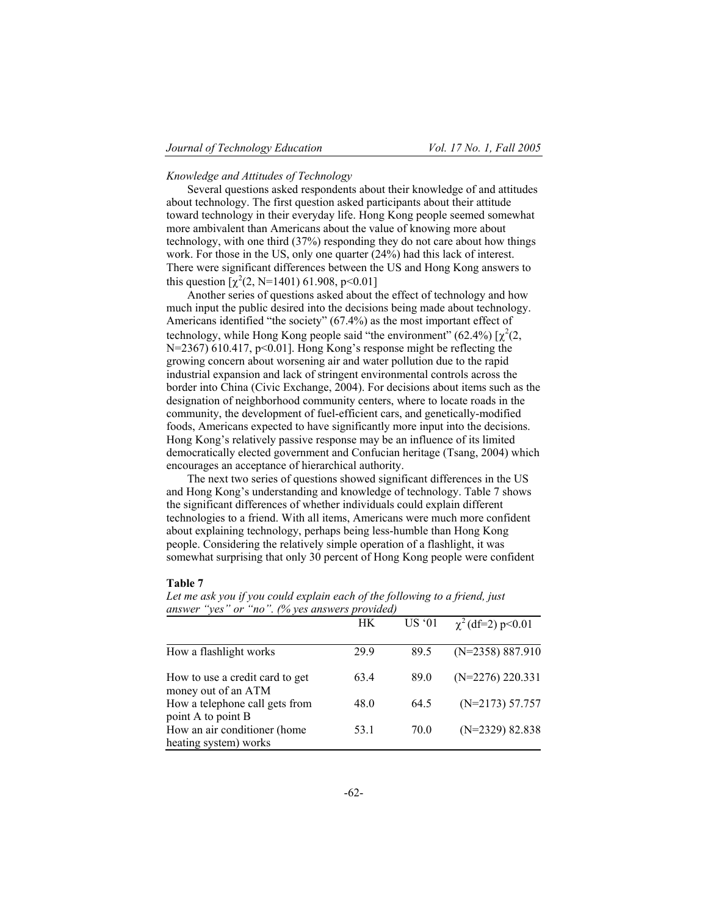*Knowledge and Attitudes of Technology*

Several questions asked respondents about their knowledge of and attitudes about technology. The first question asked participants about their attitude toward technology in their everyday life. Hong Kong people seemed somewhat more ambivalent than Americans about the value of knowing more about technology, with one third (37%) responding they do not care about how things work. For those in the US, only one quarter (24%) had this lack of interest. There were significant differences between the US and Hong Kong answers to this question [$\chi^2$(2, N=1401) 61.908, $p<0.01$]

Another series of questions asked about the effect of technology and how much input the public desired into the decisions being made about technology. Americans identified "the society" (67.4%) as the most important effect of technology, while Hong Kong people said "the environment" (62.4%) [$\chi^2$(2, N=2367) 610.417, $p<0.01$]. Hong Kong's response might be reflecting the growing concern about worsening air and water pollution due to the rapid industrial expansion and lack of stringent environmental controls across the border into China (Civic Exchange, 2004). For decisions about items such as the designation of neighborhood community centers, where to locate roads in the community, the development of fuel-efficient cars, and genetically-modified foods, Americans expected to have significantly more input into the decisions. Hong Kong's relatively passive response may be an influence of its limited democratically elected government and Confucian heritage (Tsang, 2004) which encourages an acceptance of hierarchical authority.

The next two series of questions showed significant differences in the US and Hong Kong's understanding and knowledge of technology. Table 7 shows the significant differences of whether individuals could explain different technologies to a friend. With all items, Americans were much more confident about explaining technology, perhaps being less-humble than Hong Kong people. Considering the relatively simple operation of a flashlight, it was somewhat surprising that only 30 percent of Hong Kong people were confident

**Table 7**

*Let me ask you if you could explain each of the following to a friend, just answer "yes" or "no". (% yes answers provided)*

| | HK | US '01 | $\chi^2$ (df=2) $p<0.01$ |
|---|---|---|---|
| How a flashlight works | 29.9 | 89.5 | (N=2358) 887.910 |
| How to use a credit card to get money out of an ATM | 63.4 | 89.0 | (N=2276) 220.331 |
| How a telephone call gets from point A to point B | 48.0 | 64.5 | (N=2173) 57.757 |
| How an air conditioner (home heating system) works | 53.1 | 70.0 | (N=2329) 82.838 |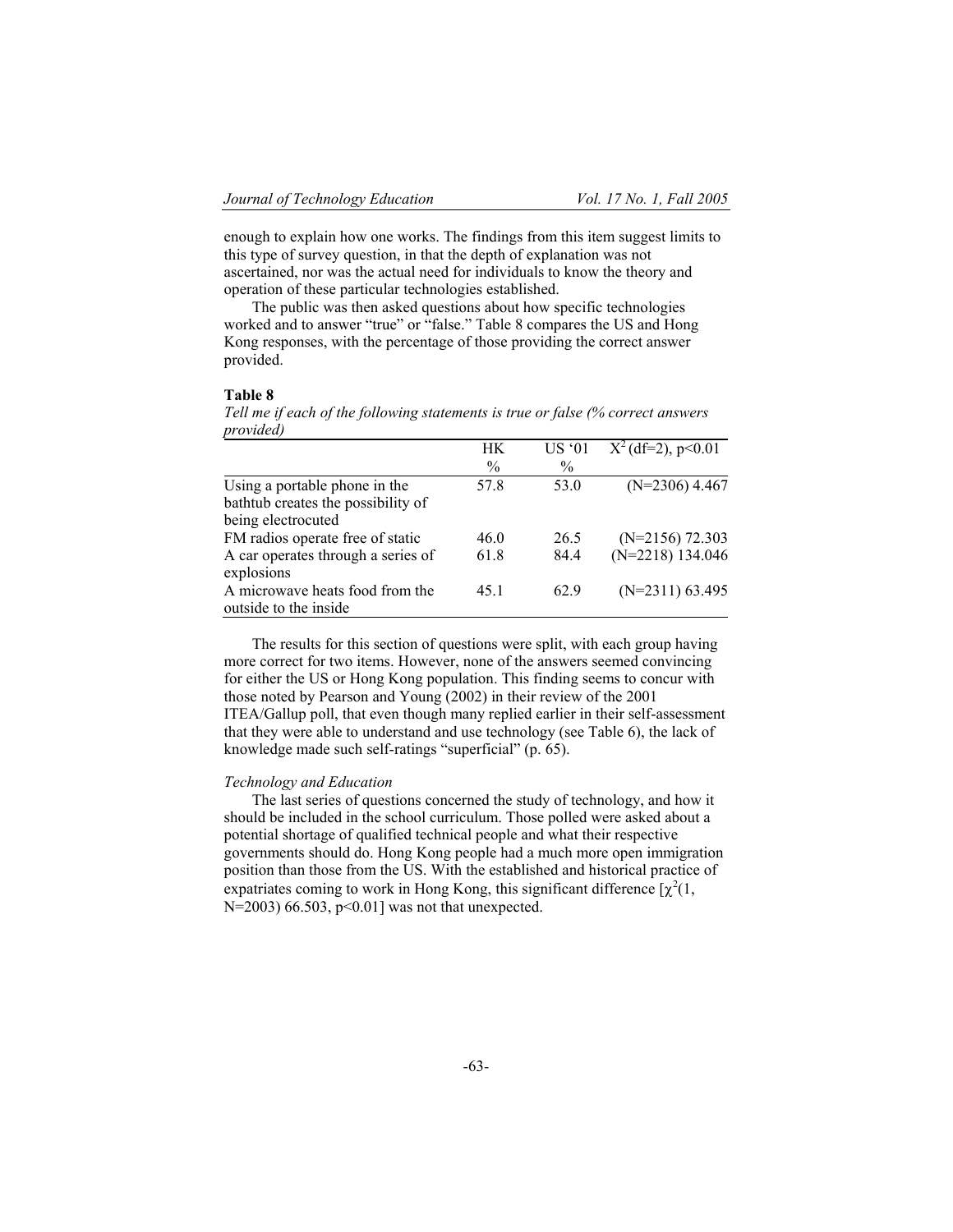enough to explain how one works. The findings from this item suggest limits to this type of survey question, in that the depth of explanation was not ascertained, nor was the actual need for individuals to know the theory and operation of these particular technologies established.

The public was then asked questions about how specific technologies worked and to answer "true" or "false." Table 8 compares the US and Hong Kong responses, with the percentage of those providing the correct answer provided.

**Table 8**

*Tell me if each of the following statements is true or false (% correct answers provided)*

| | HK % | US '01 % | $X^2$ (df=2), p<0.01 |
|---|---|---|---|
| Using a portable phone in the bathtub creates the possibility of being electrocuted | 57.8 | 53.0 | (N=2306) 4.467 |
| FM radios operate free of static | 46.0 | 26.5 | (N=2156) 72.303 |
| A car operates through a series of explosions | 61.8 | 84.4 | (N=2218) 134.046 |
| A microwave heats food from the outside to the inside | 45.1 | 62.9 | (N=2311) 63.495 |

The results for this section of questions were split, with each group having more correct for two items. However, none of the answers seemed convincing for either the US or Hong Kong population. This finding seems to concur with those noted by Pearson and Young (2002) in their review of the 2001 ITEA/Gallup poll, that even though many replied earlier in their self-assessment that they were able to understand and use technology (see Table 6), the lack of knowledge made such self-ratings "superficial" (p. 65).

*Technology and Education*

The last series of questions concerned the study of technology, and how it should be included in the school curriculum. Those polled were asked about a potential shortage of qualified technical people and what their respective governments should do. Hong Kong people had a much more open immigration position than those from the US. With the established and historical practice of expatriates coming to work in Hong Kong, this significant difference [$\chi^2$(1, N=2003) 66.503, p<0.01] was not that unexpected.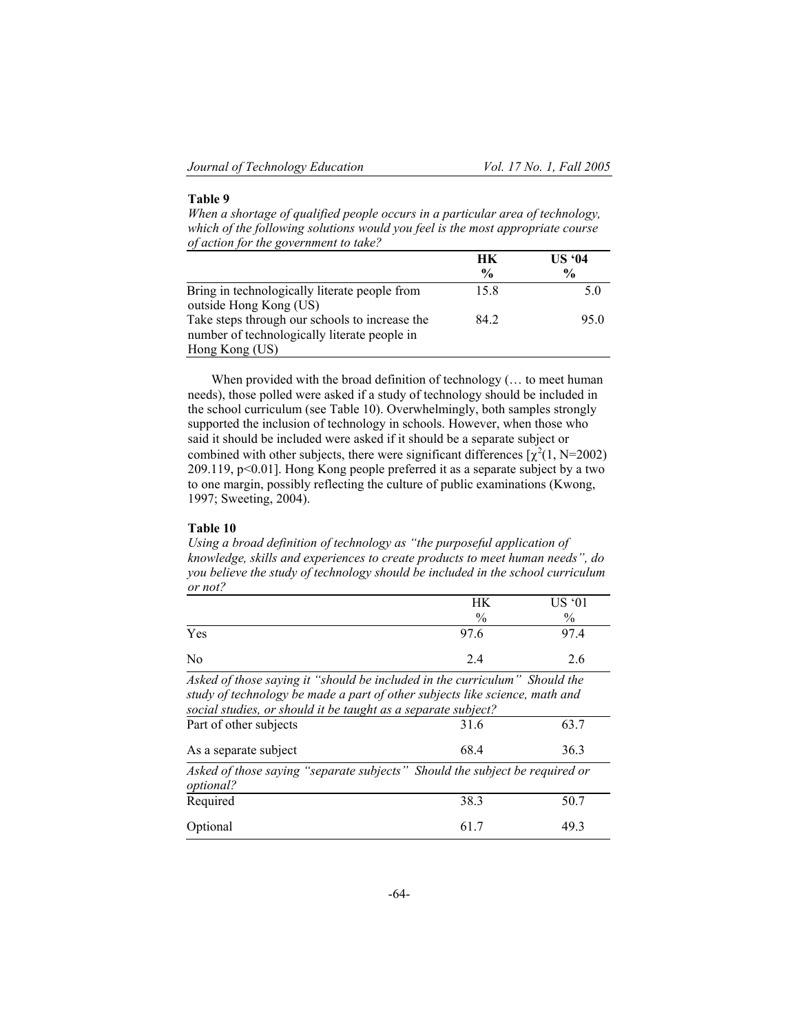**Table 9**

*When a shortage of qualified people occurs in a particular area of technology, which of the following solutions would you feel is the most appropriate course of action for the government to take?*

| | **HK** **%** | **US '04** **%** |
|---|---|---|
| Bring in technologically literate people from outside Hong Kong (US) | 15.8 | 5.0 |
| Take steps through our schools to increase the number of technologically literate people in Hong Kong (US) | 84.2 | 95.0 |

When provided with the broad definition of technology (… to meet human needs), those polled were asked if a study of technology should be included in the school curriculum (see Table 10). Overwhelmingly, both samples strongly supported the inclusion of technology in schools. However, when those who said it should be included were asked if it should be a separate subject or combined with other subjects, there were significant differences [$\chi^2$(1, N=2002) 209.119, $p<0.01$]. Hong Kong people preferred it as a separate subject by a two to one margin, possibly reflecting the culture of public examinations (Kwong, 1997; Sweeting, 2004).

**Table 10**

*Using a broad definition of technology as "the purposeful application of knowledge, skills and experiences to create products to meet human needs", do you believe the study of technology should be included in the school curriculum or not?*

| | HK % | US '01 % |
|---|---|---|
| Yes | 97.6 | 97.4 |
| No | 2.4 | 2.6 |
| *Asked of those saying it "should be included in the curriculum" Should the study of technology be made a part of other subjects like science, math and social studies, or should it be taught as a separate subject?* | | |
| Part of other subjects | 31.6 | 63.7 |
| As a separate subject | 68.4 | 36.3 |
| *Asked of those saying "separate subjects" Should the subject be required or optional?* | | |
| Required | 38.3 | 50.7 |
| Optional | 61.7 | 49.3 |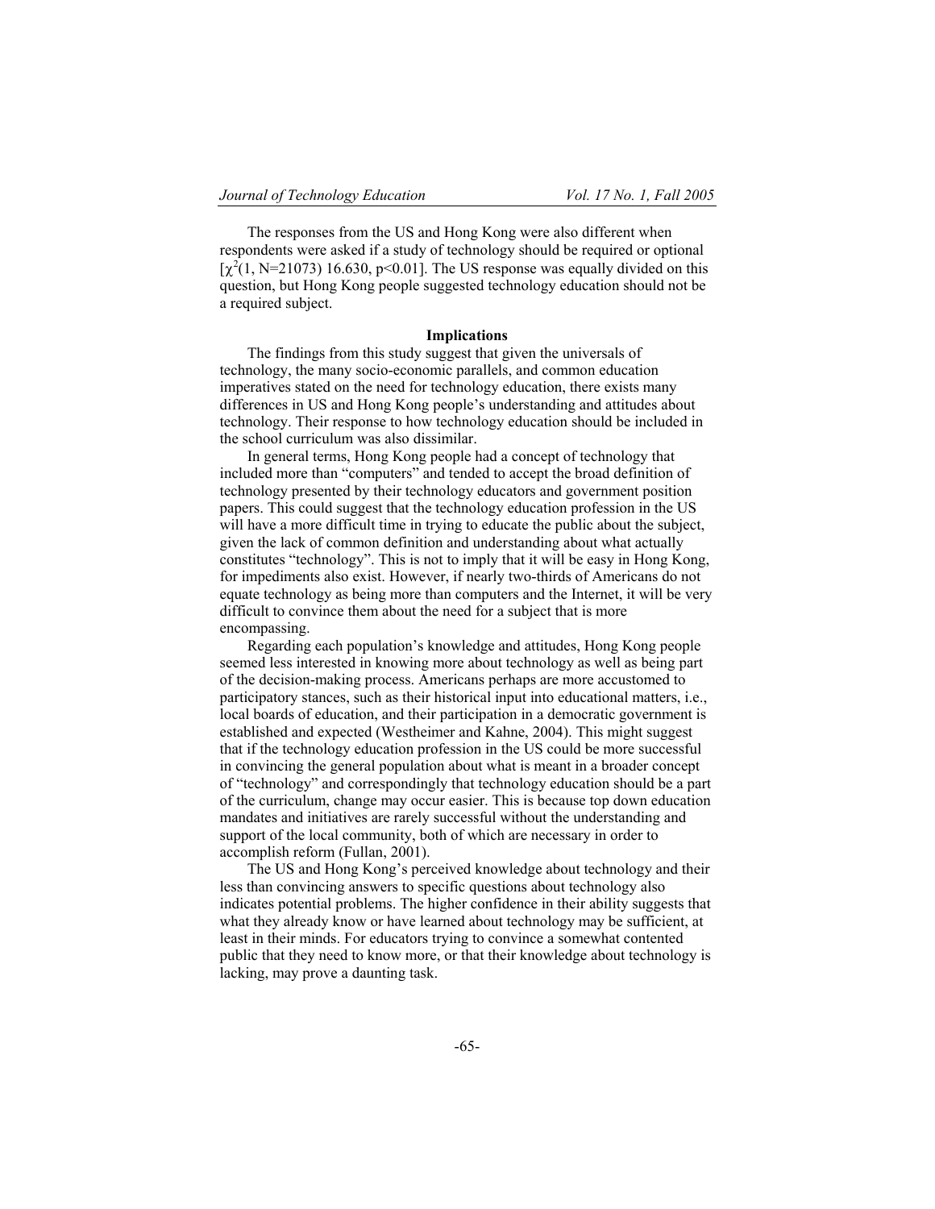The responses from the US and Hong Kong were also different when respondents were asked if a study of technology should be required or optional [$\chi^2(1, N=21073)$ 16.630, $p<0.01$]. The US response was equally divided on this question, but Hong Kong people suggested technology education should not be a required subject.

## Implications

The findings from this study suggest that given the universals of technology, the many socio-economic parallels, and common education imperatives stated on the need for technology education, there exists many differences in US and Hong Kong people's understanding and attitudes about technology. Their response to how technology education should be included in the school curriculum was also dissimilar.

In general terms, Hong Kong people had a concept of technology that included more than "computers" and tended to accept the broad definition of technology presented by their technology educators and government position papers. This could suggest that the technology education profession in the US will have a more difficult time in trying to educate the public about the subject, given the lack of common definition and understanding about what actually constitutes "technology". This is not to imply that it will be easy in Hong Kong, for impediments also exist. However, if nearly two-thirds of Americans do not equate technology as being more than computers and the Internet, it will be very difficult to convince them about the need for a subject that is more encompassing.

Regarding each population's knowledge and attitudes, Hong Kong people seemed less interested in knowing more about technology as well as being part of the decision-making process. Americans perhaps are more accustomed to participatory stances, such as their historical input into educational matters, i.e., local boards of education, and their participation in a democratic government is established and expected (Westheimer and Kahne, 2004). This might suggest that if the technology education profession in the US could be more successful in convincing the general population about what is meant in a broader concept of "technology" and correspondingly that technology education should be a part of the curriculum, change may occur easier. This is because top down education mandates and initiatives are rarely successful without the understanding and support of the local community, both of which are necessary in order to accomplish reform (Fullan, 2001).

The US and Hong Kong's perceived knowledge about technology and their less than convincing answers to specific questions about technology also indicates potential problems. The higher confidence in their ability suggests that what they already know or have learned about technology may be sufficient, at least in their minds. For educators trying to convince a somewhat contented public that they need to know more, or that their knowledge about technology is lacking, may prove a daunting task.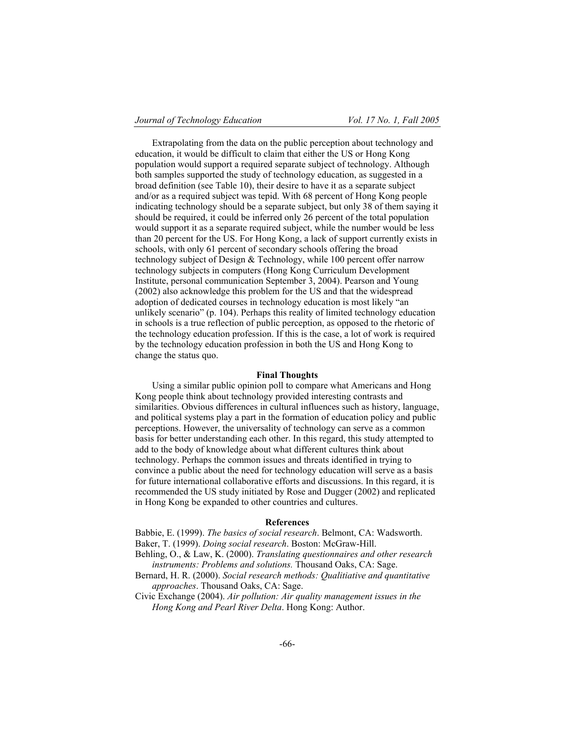Extrapolating from the data on the public perception about technology and education, it would be difficult to claim that either the US or Hong Kong population would support a required separate subject of technology. Although both samples supported the study of technology education, as suggested in a broad definition (see Table 10), their desire to have it as a separate subject and/or as a required subject was tepid. With 68 percent of Hong Kong people indicating technology should be a separate subject, but only 38 of them saying it should be required, it could be inferred only 26 percent of the total population would support it as a separate required subject, while the number would be less than 20 percent for the US. For Hong Kong, a lack of support currently exists in schools, with only 61 percent of secondary schools offering the broad technology subject of Design & Technology, while 100 percent offer narrow technology subjects in computers (Hong Kong Curriculum Development Institute, personal communication September 3, 2004). Pearson and Young (2002) also acknowledge this problem for the US and that the widespread adoption of dedicated courses in technology education is most likely "an unlikely scenario" (p. 104). Perhaps this reality of limited technology education in schools is a true reflection of public perception, as opposed to the rhetoric of the technology education profession. If this is the case, a lot of work is required by the technology education profession in both the US and Hong Kong to change the status quo.

## Final Thoughts

Using a similar public opinion poll to compare what Americans and Hong Kong people think about technology provided interesting contrasts and similarities. Obvious differences in cultural influences such as history, language, and political systems play a part in the formation of education policy and public perceptions. However, the universality of technology can serve as a common basis for better understanding each other. In this regard, this study attempted to add to the body of knowledge about what different cultures think about technology. Perhaps the common issues and threats identified in trying to convince a public about the need for technology education will serve as a basis for future international collaborative efforts and discussions. In this regard, it is recommended the US study initiated by Rose and Dugger (2002) and replicated in Hong Kong be expanded to other countries and cultures.

## References

Babbie, E. (1999). *The basics of social research*. Belmont, CA: Wadsworth.

Baker, T. (1999). *Doing social research*. Boston: McGraw-Hill.

Behling, O., & Law, K. (2000). *Translating questionnaires and other research instruments: Problems and solutions.* Thousand Oaks, CA: Sage.

Bernard, H. R. (2000). *Social research methods: Qualitiative and quantitative approaches*. Thousand Oaks, CA: Sage.

Civic Exchange (2004). *Air pollution: Air quality management issues in the Hong Kong and Pearl River Delta*. Hong Kong: Author.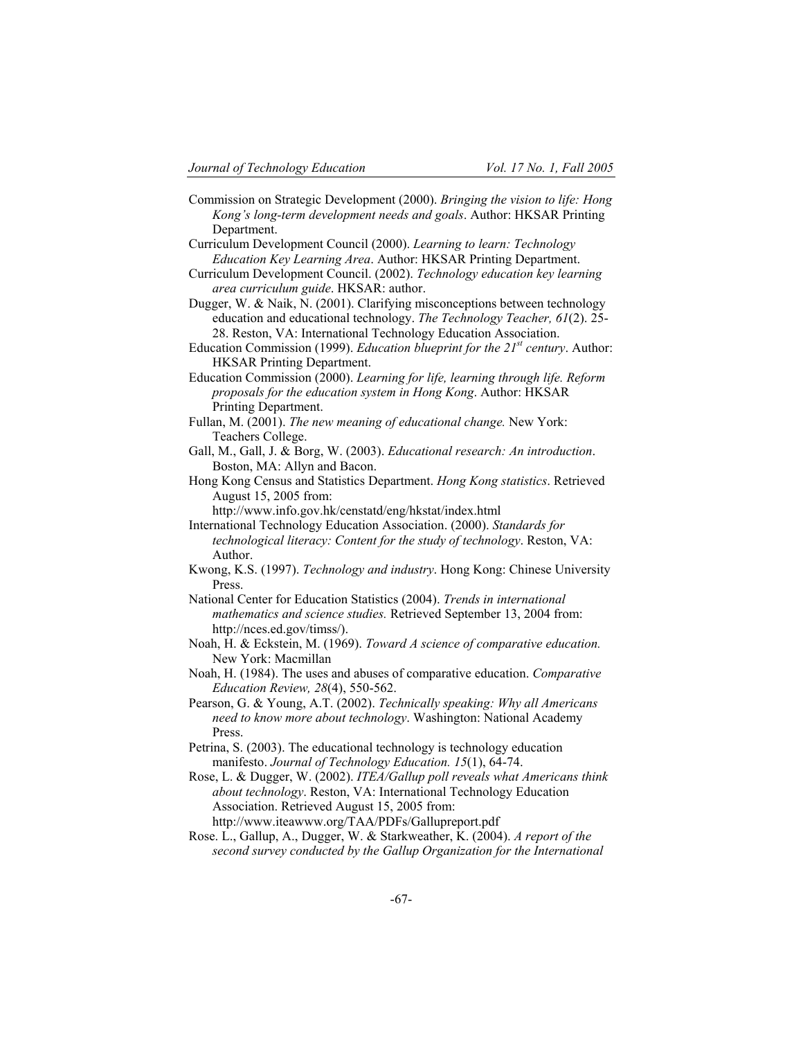Commission on Strategic Development (2000). *Bringing the vision to life: Hong Kong's long-term development needs and goals*. Author: HKSAR Printing Department.

Curriculum Development Council (2000). *Learning to learn: Technology Education Key Learning Area*. Author: HKSAR Printing Department.

Curriculum Development Council. (2002). *Technology education key learning area curriculum guide*. HKSAR: author.

Dugger, W. & Naik, N. (2001). Clarifying misconceptions between technology education and educational technology. *The Technology Teacher, 61*(2). 25-28. Reston, VA: International Technology Education Association.

Education Commission (1999). *Education blueprint for the 21st century*. Author: HKSAR Printing Department.

Education Commission (2000). *Learning for life, learning through life. Reform proposals for the education system in Hong Kong*. Author: HKSAR Printing Department.

Fullan, M. (2001). *The new meaning of educational change.* New York: Teachers College.

Gall, M., Gall, J. & Borg, W. (2003). *Educational research: An introduction*. Boston, MA: Allyn and Bacon.

Hong Kong Census and Statistics Department. *Hong Kong statistics*. Retrieved August 15, 2005 from: http://www.info.gov.hk/censtatd/eng/hkstat/index.html

International Technology Education Association. (2000). *Standards for technological literacy: Content for the study of technology*. Reston, VA: Author.

Kwong, K.S. (1997). *Technology and industry*. Hong Kong: Chinese University Press.

National Center for Education Statistics (2004). *Trends in international mathematics and science studies.* Retrieved September 13, 2004 from: http://nces.ed.gov/timss/).

Noah, H. & Eckstein, M. (1969). *Toward A science of comparative education.* New York: Macmillan

Noah, H. (1984). The uses and abuses of comparative education. *Comparative Education Review, 28*(4), 550-562.

Pearson, G. & Young, A.T. (2002). *Technically speaking: Why all Americans need to know more about technology*. Washington: National Academy Press.

Petrina, S. (2003). The educational technology is technology education manifesto. *Journal of Technology Education. 15*(1), 64-74.

Rose, L. & Dugger, W. (2002). *ITEA/Gallup poll reveals what Americans think about technology*. Reston, VA: International Technology Education Association. Retrieved August 15, 2005 from: http://www.iteawww.org/TAA/PDFs/Gallupreport.pdf

Rose. L., Gallup, A., Dugger, W. & Starkweather, K. (2004). *A report of the second survey conducted by the Gallup Organization for the International*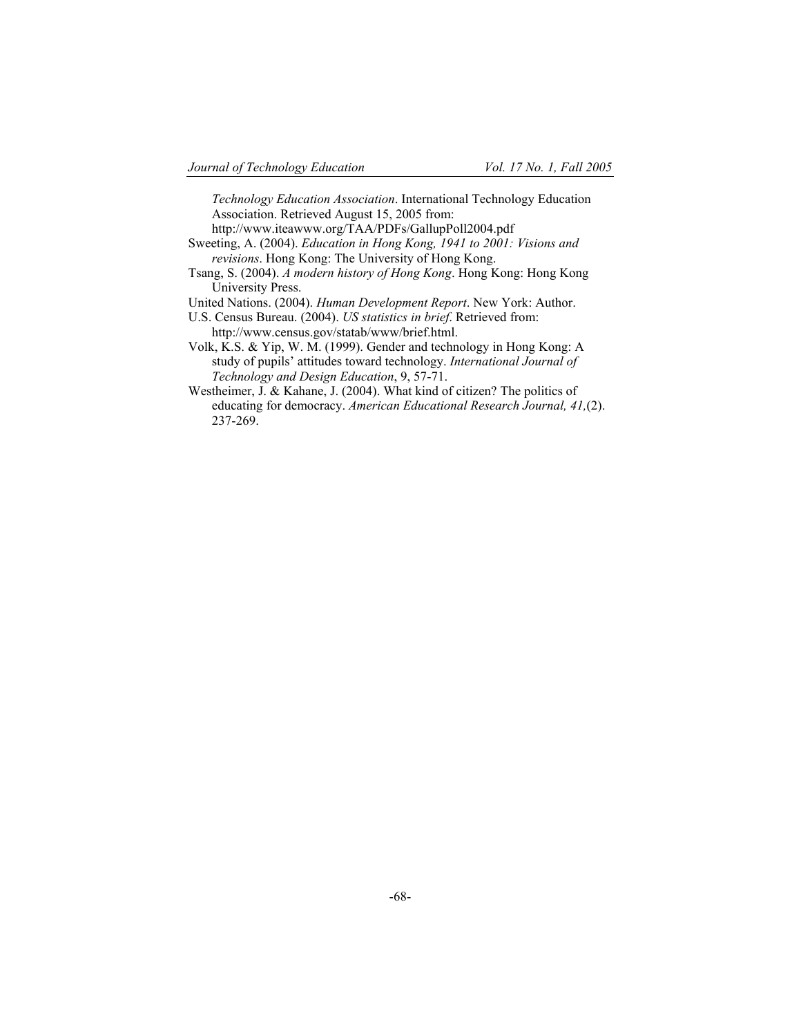*Technology Education Association*. International Technology Education Association. Retrieved August 15, 2005 from: http://www.iteawww.org/TAA/PDFs/GallupPoll2004.pdf

Sweeting, A. (2004). *Education in Hong Kong, 1941 to 2001: Visions and revisions*. Hong Kong: The University of Hong Kong.

Tsang, S. (2004). *A modern history of Hong Kong*. Hong Kong: Hong Kong University Press.

United Nations. (2004). *Human Development Report*. New York: Author.

U.S. Census Bureau. (2004). *US statistics in brief*. Retrieved from: http://www.census.gov/statab/www/brief.html.

Volk, K.S. & Yip, W. M. (1999). Gender and technology in Hong Kong: A study of pupils' attitudes toward technology. *International Journal of Technology and Design Education*, 9, 57-71.

Westheimer, J. & Kahane, J. (2004). What kind of citizen? The politics of educating for democracy. *American Educational Research Journal, 41,*(2). 237-269.